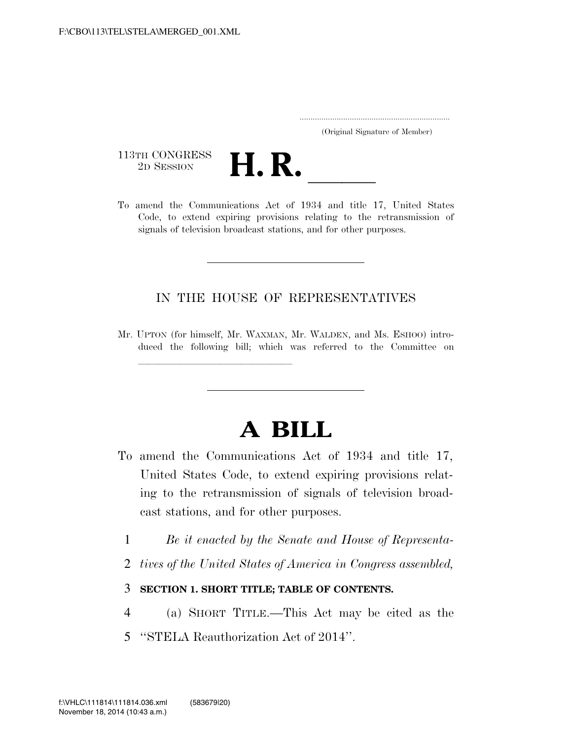(Original Signature of Member)

113TH CONGRESS
2D SESSION

# H. R. ______

To amend the Communications Act of 1934 and title 17, United States Code, to extend expiring provisions relating to the retransmission of signals of television broadcast stations, and for other purposes.

---

IN THE HOUSE OF REPRESENTATIVES

Mr. UPTON (for himself, Mr. WAXMAN, Mr. WALDEN, and Ms. ESHOO) introduced the following bill; which was referred to the Committee on ______________________________

---

# A BILL

To amend the Communications Act of 1934 and title 17, United States Code, to extend expiring provisions relating to the retransmission of signals of television broadcast stations, and for other purposes.

1 *Be it enacted by the Senate and House of Representa-*
2 *tives of the United States of America in Congress assembled,*

3 **SECTION 1. SHORT TITLE; TABLE OF CONTENTS.**

4 (a) SHORT TITLE.—This Act may be cited as the
5 ''STELA Reauthorization Act of 2014''.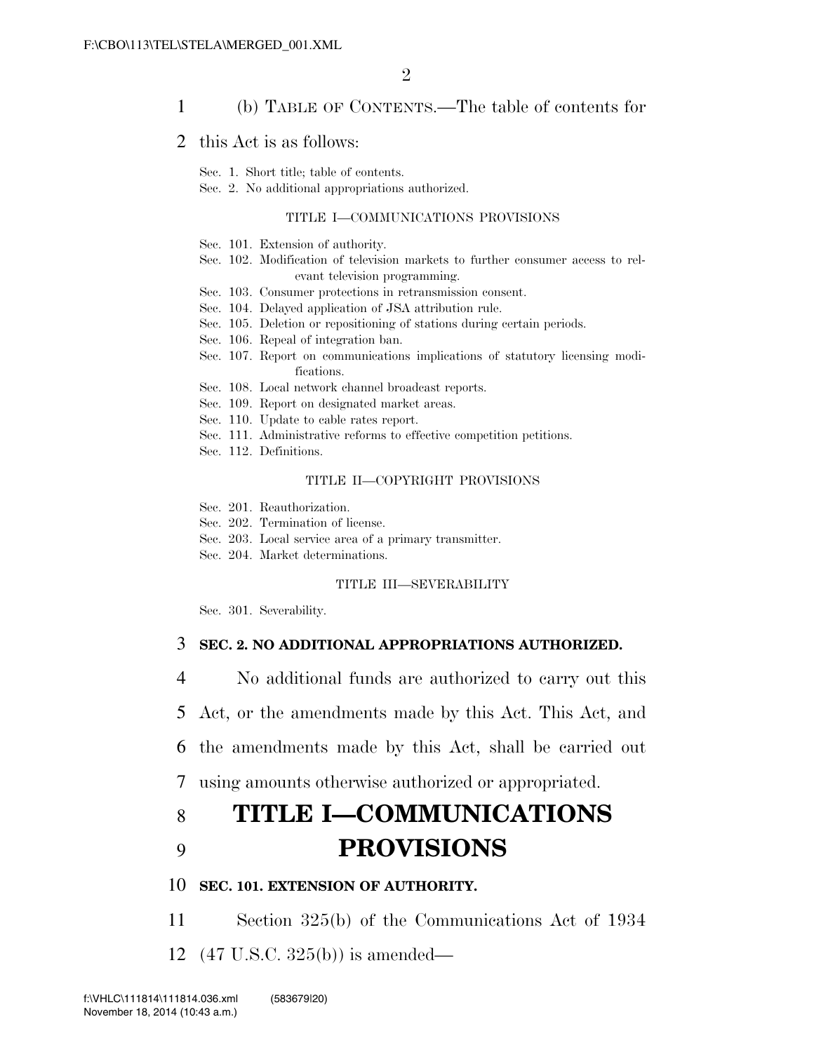(b) TABLE OF CONTENTS.—The table of contents for this Act is as follows:

Sec. 1. Short title; table of contents.
Sec. 2. No additional appropriations authorized.

TITLE I—COMMUNICATIONS PROVISIONS

Sec. 101. Extension of authority.
Sec. 102. Modification of television markets to further consumer access to relevant television programming.
Sec. 103. Consumer protections in retransmission consent.
Sec. 104. Delayed application of JSA attribution rule.
Sec. 105. Deletion or repositioning of stations during certain periods.
Sec. 106. Repeal of integration ban.
Sec. 107. Report on communications implications of statutory licensing modifications.
Sec. 108. Local network channel broadcast reports.
Sec. 109. Report on designated market areas.
Sec. 110. Update to cable rates report.
Sec. 111. Administrative reforms to effective competition petitions.
Sec. 112. Definitions.

TITLE II—COPYRIGHT PROVISIONS

Sec. 201. Reauthorization.
Sec. 202. Termination of license.
Sec. 203. Local service area of a primary transmitter.
Sec. 204. Market determinations.

TITLE III—SEVERABILITY

Sec. 301. Severability.

**SEC. 2. NO ADDITIONAL APPROPRIATIONS AUTHORIZED.**

No additional funds are authorized to carry out this Act, or the amendments made by this Act. This Act, and the amendments made by this Act, shall be carried out using amounts otherwise authorized or appropriated.

# TITLE I—COMMUNICATIONS PROVISIONS

**SEC. 101. EXTENSION OF AUTHORITY.**

Section 325(b) of the Communications Act of 1934 (47 U.S.C. 325(b)) is amended—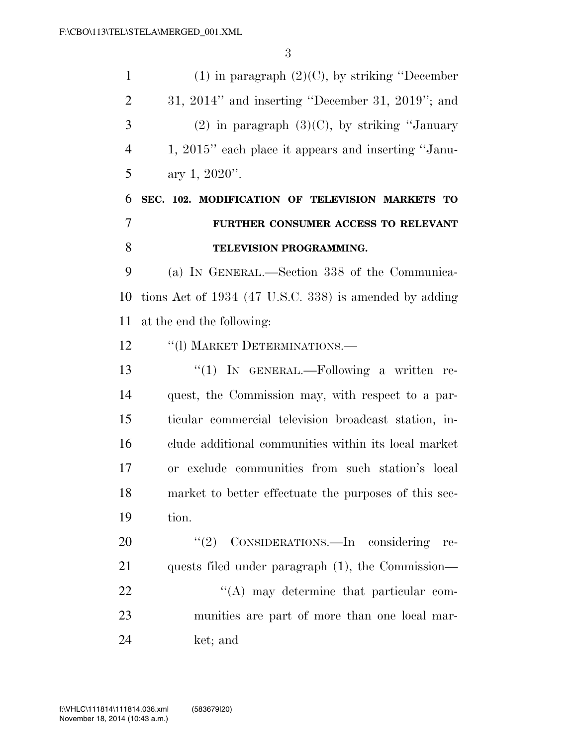(1) in paragraph (2)(C), by striking "December 31, 2014" and inserting "December 31, 2019"; and

(2) in paragraph (3)(C), by striking "January 1, 2015" each place it appears and inserting "January 1, 2020".

**SEC. 102. MODIFICATION OF TELEVISION MARKETS TO FURTHER CONSUMER ACCESS TO RELEVANT TELEVISION PROGRAMMING.**

(a) IN GENERAL.—Section 338 of the Communications Act of 1934 (47 U.S.C. 338) is amended by adding at the end the following:

"(l) MARKET DETERMINATIONS.—

"(1) IN GENERAL.—Following a written request, the Commission may, with respect to a particular commercial television broadcast station, include additional communities within its local market or exclude communities from such station's local market to better effectuate the purposes of this section.

"(2) CONSIDERATIONS.—In considering requests filed under paragraph (1), the Commission—

"(A) may determine that particular communities are part of more than one local market; and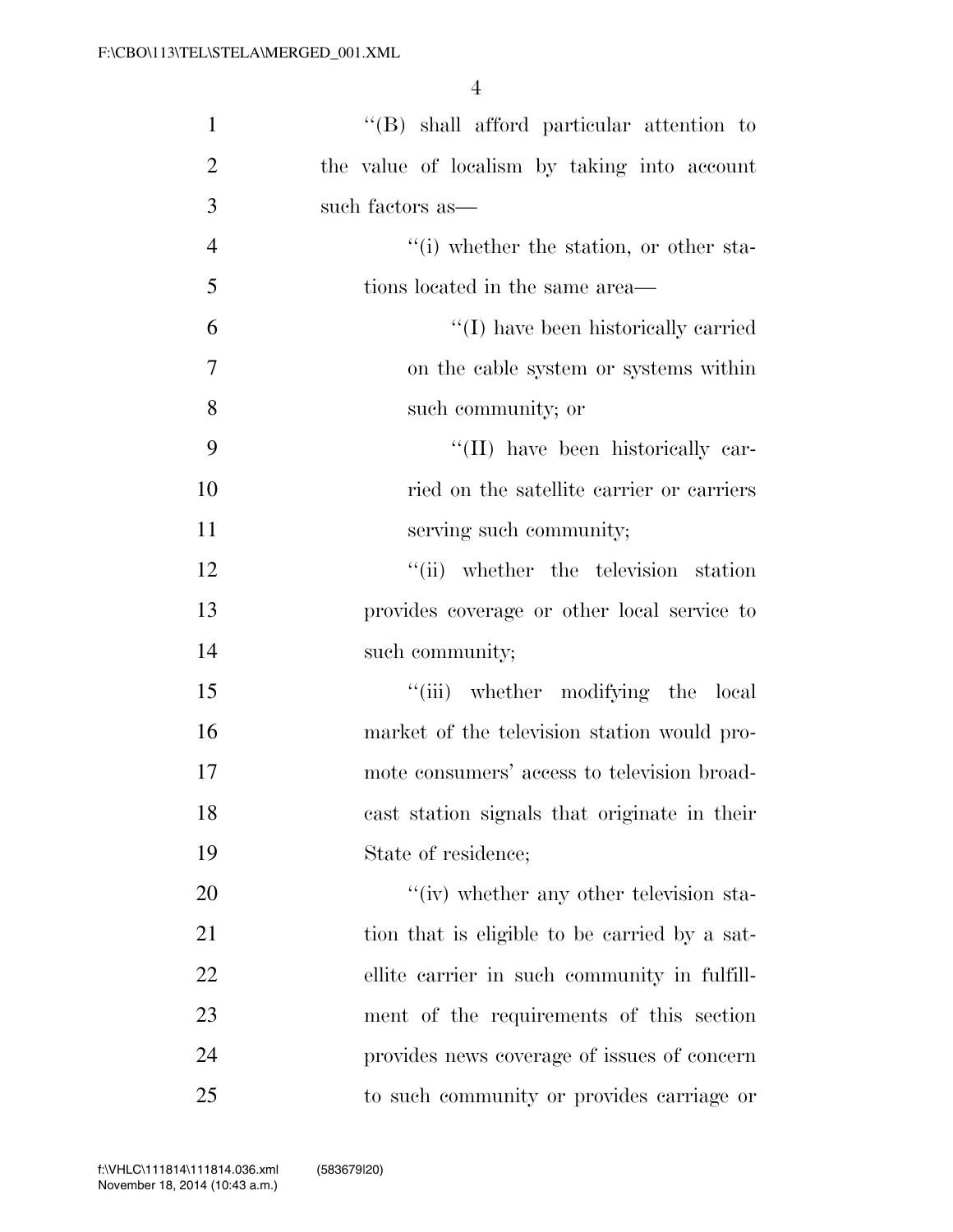''(B) shall afford particular attention to the value of localism by taking into account such factors as—

''(i) whether the station, or other stations located in the same area—

''(I) have been historically carried on the cable system or systems within such community; or

''(II) have been historically carried on the satellite carrier or carriers serving such community;

''(ii) whether the television station provides coverage or other local service to such community;

''(iii) whether modifying the local market of the television station would promote consumers' access to television broadcast station signals that originate in their State of residence;

''(iv) whether any other television station that is eligible to be carried by a satellite carrier in such community in fulfillment of the requirements of this section provides news coverage of issues of concern to such community or provides carriage or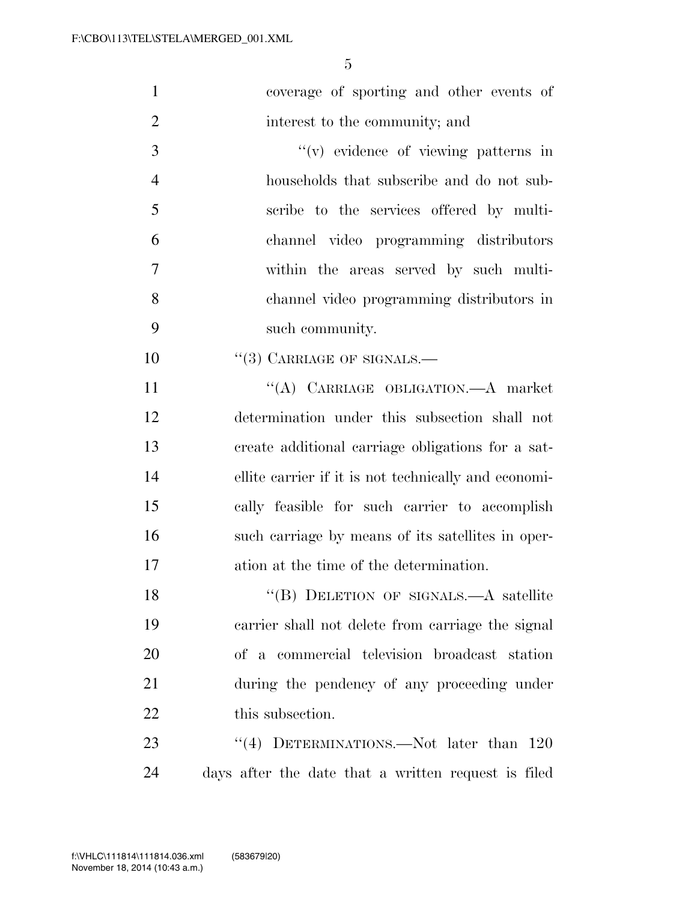coverage of sporting and other events of interest to the community; and

''(v) evidence of viewing patterns in households that subscribe and do not subscribe to the services offered by multichannel video programming distributors within the areas served by such multichannel video programming distributors in such community.

''(3) CARRIAGE OF SIGNALS.—

''(A) CARRIAGE OBLIGATION.—A market determination under this subsection shall not create additional carriage obligations for a satellite carrier if it is not technically and economically feasible for such carrier to accomplish such carriage by means of its satellites in operation at the time of the determination.

''(B) DELETION OF SIGNALS.—A satellite carrier shall not delete from carriage the signal of a commercial television broadcast station during the pendency of any proceeding under this subsection.

''(4) DETERMINATIONS.—Not later than 120 days after the date that a written request is filed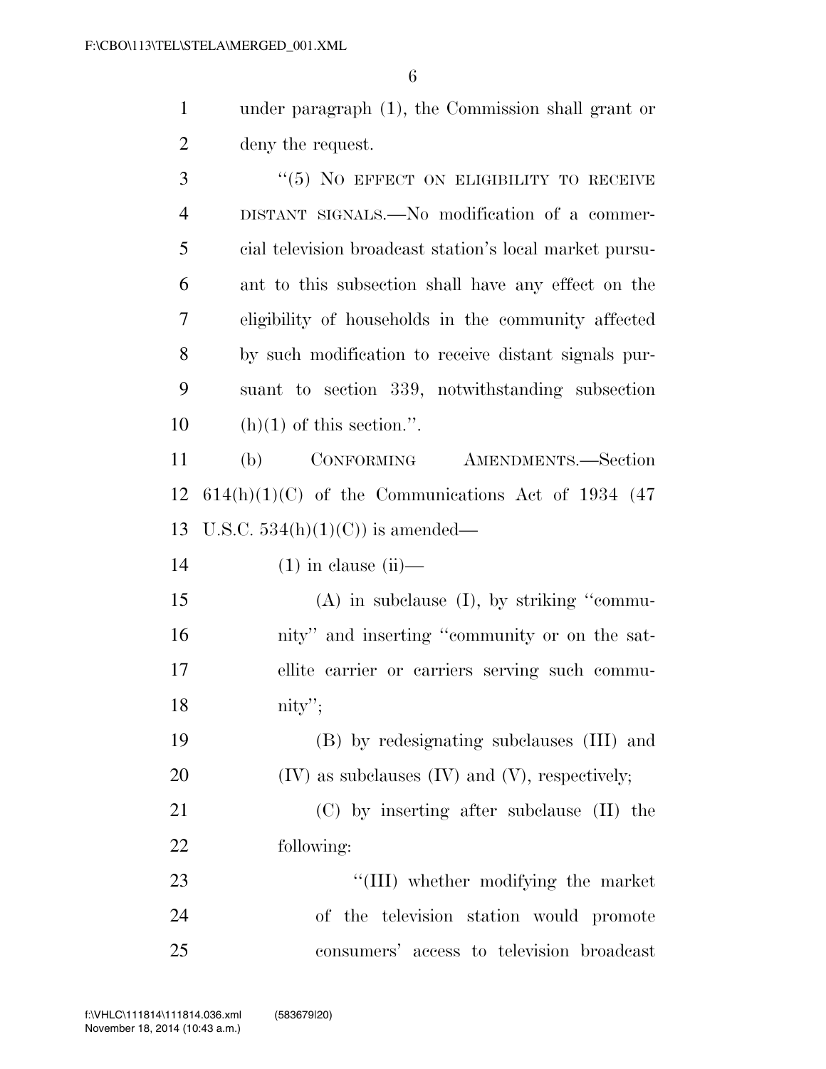under paragraph (1), the Commission shall grant or deny the request.

"(5) NO EFFECT ON ELIGIBILITY TO RECEIVE DISTANT SIGNALS.—No modification of a commercial television broadcast station's local market pursuant to this subsection shall have any effect on the eligibility of households in the community affected by such modification to receive distant signals pursuant to section 339, notwithstanding subsection (h)(1) of this section.".

(b) CONFORMING AMENDMENTS.—Section 614(h)(1)(C) of the Communications Act of 1934 (47 U.S.C. 534(h)(1)(C)) is amended—

(1) in clause (ii)—

(A) in subclause (I), by striking "community" and inserting "community or on the satellite carrier or carriers serving such community";

(B) by redesignating subclauses (III) and (IV) as subclauses (IV) and (V), respectively;

(C) by inserting after subclause (II) the following:

"(III) whether modifying the market of the television station would promote consumers' access to television broadcast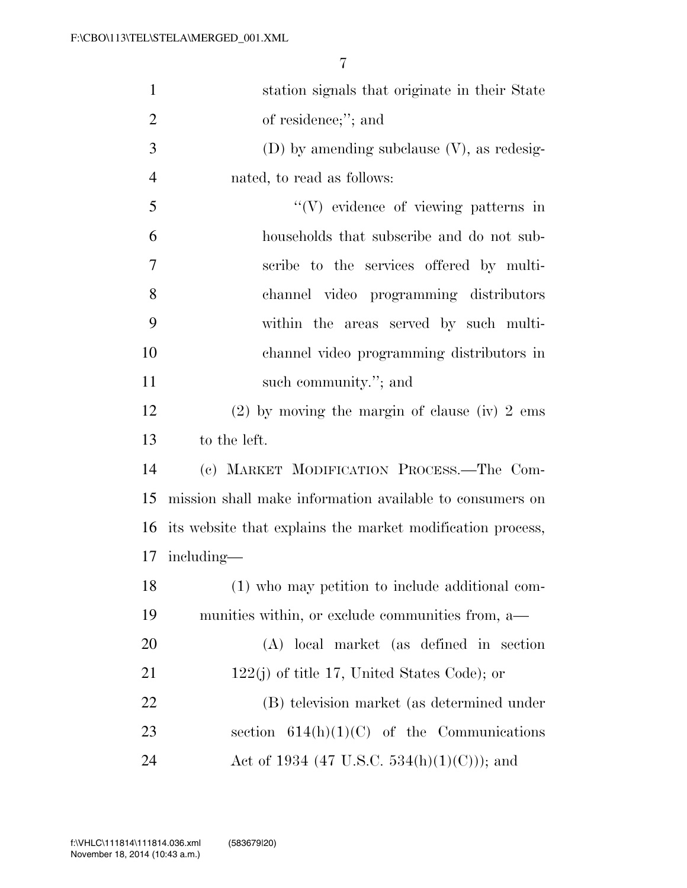station signals that originate in their State of residence;''; and

(D) by amending subclause (V), as redesignated, to read as follows:

''(V) evidence of viewing patterns in households that subscribe and do not subscribe to the services offered by multichannel video programming distributors within the areas served by such multichannel video programming distributors in such community.''; and

(2) by moving the margin of clause (iv) 2 ems to the left.

(c) MARKET MODIFICATION PROCESS.—The Commission shall make information available to consumers on its website that explains the market modification process, including—

(1) who may petition to include additional communities within, or exclude communities from, a—

(A) local market (as defined in section 122(j) of title 17, United States Code); or

(B) television market (as determined under section 614(h)(1)(C) of the Communications Act of 1934 (47 U.S.C. 534(h)(1)(C))); and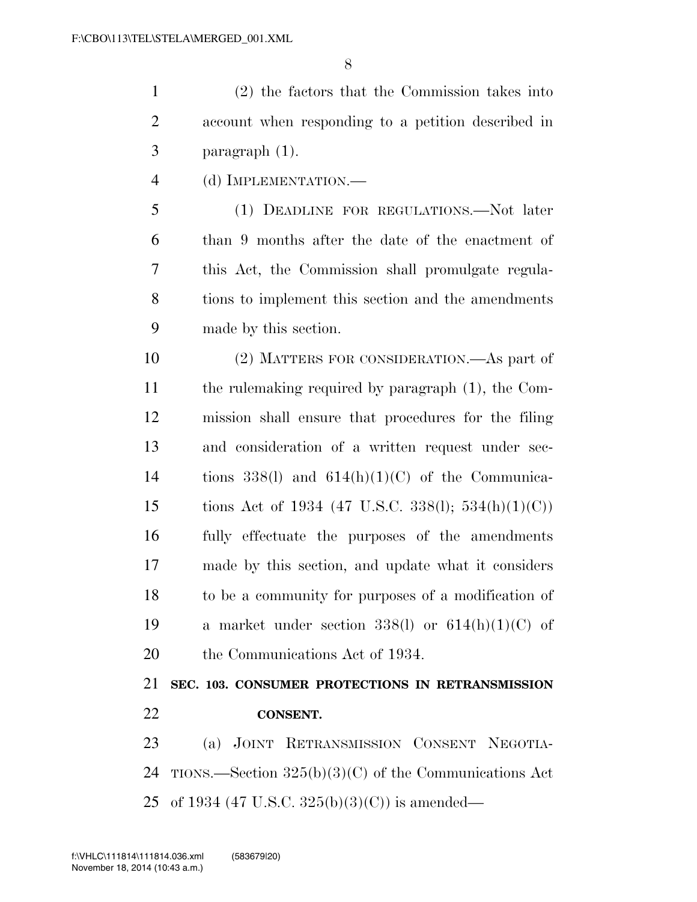(2) the factors that the Commission takes into account when responding to a petition described in paragraph (1).

(d) IMPLEMENTATION.—

(1) DEADLINE FOR REGULATIONS.—Not later than 9 months after the date of the enactment of this Act, the Commission shall promulgate regulations to implement this section and the amendments made by this section.

(2) MATTERS FOR CONSIDERATION.—As part of the rulemaking required by paragraph (1), the Commission shall ensure that procedures for the filing and consideration of a written request under sections 338(l) and 614(h)(1)(C) of the Communications Act of 1934 (47 U.S.C. 338(l); 534(h)(1)(C)) fully effectuate the purposes of the amendments made by this section, and update what it considers to be a community for purposes of a modification of a market under section 338(l) or 614(h)(1)(C) of the Communications Act of 1934.

## SEC. 103. CONSUMER PROTECTIONS IN RETRANSMISSION CONSENT.

(a) JOINT RETRANSMISSION CONSENT NEGOTIATIONS.—Section 325(b)(3)(C) of the Communications Act of 1934 (47 U.S.C. 325(b)(3)(C)) is amended—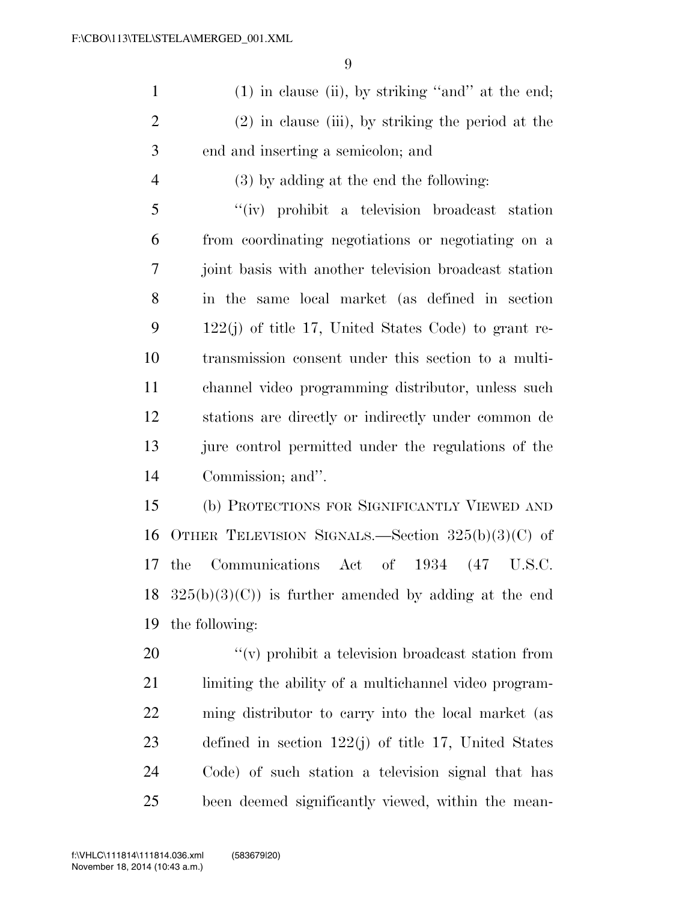(1) in clause (ii), by striking "and" at the end;

(2) in clause (iii), by striking the period at the end and inserting a semicolon; and

(3) by adding at the end the following:

"(iv) prohibit a television broadcast station from coordinating negotiations or negotiating on a joint basis with another television broadcast station in the same local market (as defined in section 122(j) of title 17, United States Code) to grant retransmission consent under this section to a multichannel video programming distributor, unless such stations are directly or indirectly under common de jure control permitted under the regulations of the Commission; and".

(b) PROTECTIONS FOR SIGNIFICANTLY VIEWED AND OTHER TELEVISION SIGNALS.—Section 325(b)(3)(C) of the Communications Act of 1934 (47 U.S.C. 325(b)(3)(C)) is further amended by adding at the end the following:

"(v) prohibit a television broadcast station from limiting the ability of a multichannel video programming distributor to carry into the local market (as defined in section 122(j) of title 17, United States Code) of such station a television signal that has been deemed significantly viewed, within the mean-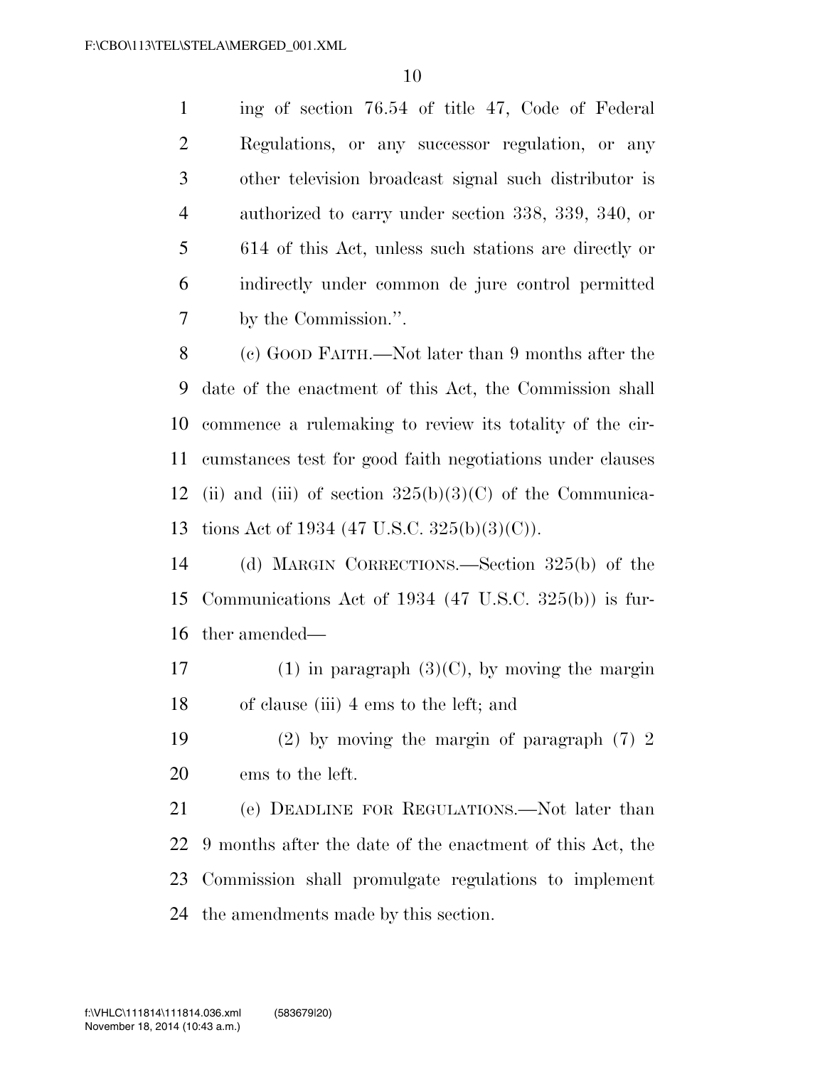ing of section 76.54 of title 47, Code of Federal Regulations, or any successor regulation, or any other television broadcast signal such distributor is authorized to carry under section 338, 339, 340, or 614 of this Act, unless such stations are directly or indirectly under common de jure control permitted by the Commission.''.

(c) GOOD FAITH.—Not later than 9 months after the date of the enactment of this Act, the Commission shall commence a rulemaking to review its totality of the circumstances test for good faith negotiations under clauses (ii) and (iii) of section 325(b)(3)(C) of the Communications Act of 1934 (47 U.S.C. 325(b)(3)(C)).

(d) MARGIN CORRECTIONS.—Section 325(b) of the Communications Act of 1934 (47 U.S.C. 325(b)) is further amended—

(1) in paragraph (3)(C), by moving the margin of clause (iii) 4 ems to the left; and

(2) by moving the margin of paragraph (7) 2 ems to the left.

(e) DEADLINE FOR REGULATIONS.—Not later than 9 months after the date of the enactment of this Act, the Commission shall promulgate regulations to implement the amendments made by this section.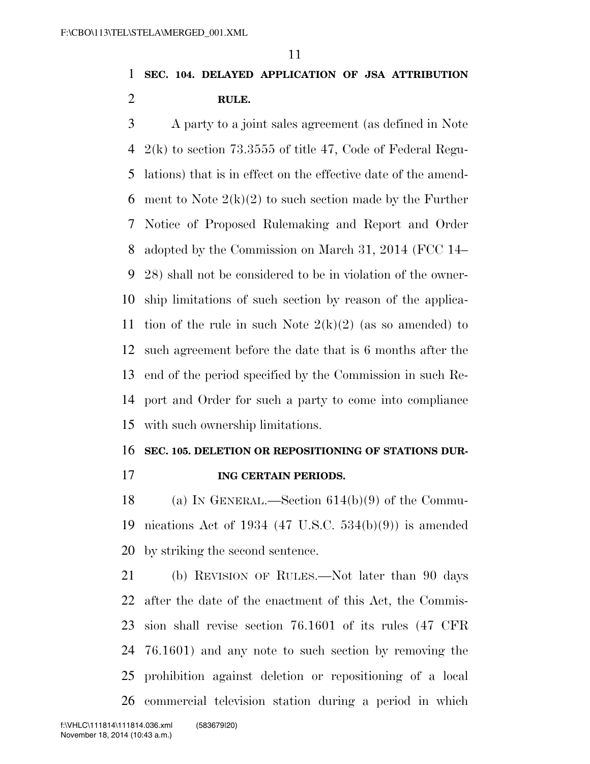**SEC. 104. DELAYED APPLICATION OF JSA ATTRIBUTION RULE.**

A party to a joint sales agreement (as defined in Note 2(k) to section 73.3555 of title 47, Code of Federal Regulations) that is in effect on the effective date of the amendment to Note 2(k)(2) to such section made by the Further Notice of Proposed Rulemaking and Report and Order adopted by the Commission on March 31, 2014 (FCC 14–28) shall not be considered to be in violation of the ownership limitations of such section by reason of the application of the rule in such Note 2(k)(2) (as so amended) to such agreement before the date that is 6 months after the end of the period specified by the Commission in such Report and Order for such a party to come into compliance with such ownership limitations.

**SEC. 105. DELETION OR REPOSITIONING OF STATIONS DURING CERTAIN PERIODS.**

(a) IN GENERAL.—Section 614(b)(9) of the Communications Act of 1934 (47 U.S.C. 534(b)(9)) is amended by striking the second sentence.

(b) REVISION OF RULES.—Not later than 90 days after the date of the enactment of this Act, the Commission shall revise section 76.1601 of its rules (47 CFR 76.1601) and any note to such section by removing the prohibition against deletion or repositioning of a local commercial television station during a period in which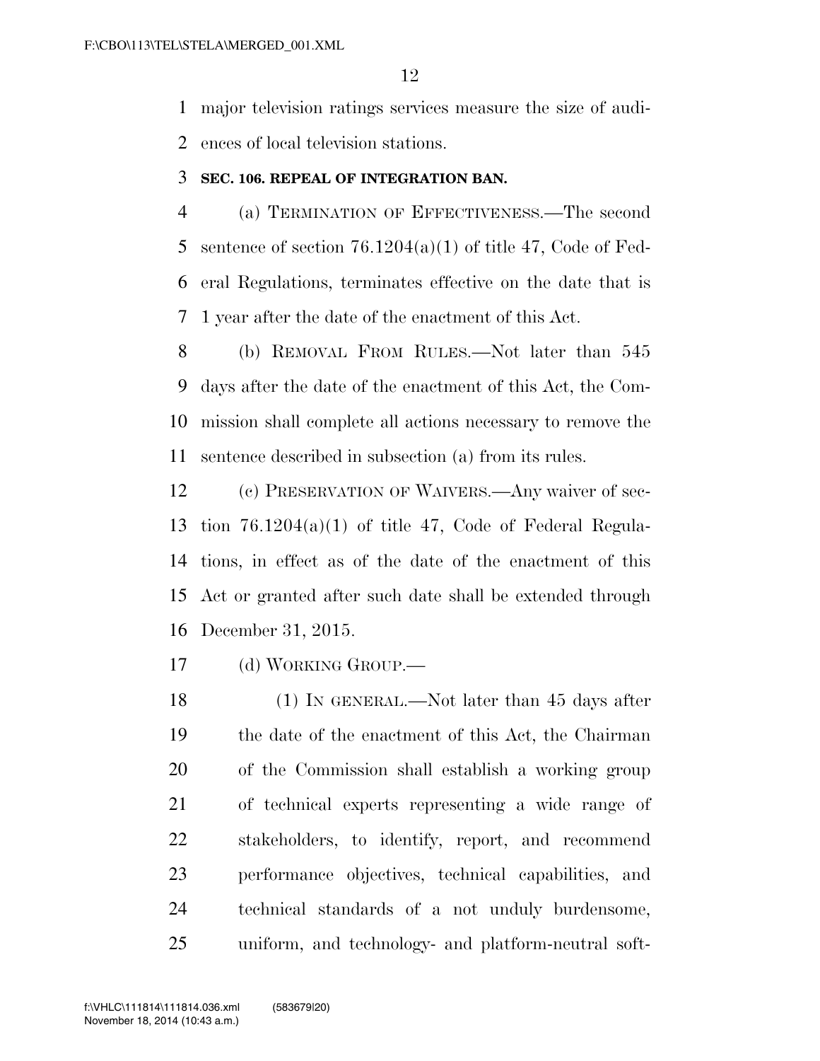major television ratings services measure the size of audiences of local television stations.

### SEC. 106. REPEAL OF INTEGRATION BAN.

(a) TERMINATION OF EFFECTIVENESS.—The second sentence of section 76.1204(a)(1) of title 47, Code of Federal Regulations, terminates effective on the date that is 1 year after the date of the enactment of this Act.

(b) REMOVAL FROM RULES.—Not later than 545 days after the date of the enactment of this Act, the Commission shall complete all actions necessary to remove the sentence described in subsection (a) from its rules.

(c) PRESERVATION OF WAIVERS.—Any waiver of section 76.1204(a)(1) of title 47, Code of Federal Regulations, in effect as of the date of the enactment of this Act or granted after such date shall be extended through December 31, 2015.

(d) WORKING GROUP.—

(1) IN GENERAL.—Not later than 45 days after the date of the enactment of this Act, the Chairman of the Commission shall establish a working group of technical experts representing a wide range of stakeholders, to identify, report, and recommend performance objectives, technical capabilities, and technical standards of a not unduly burdensome, uniform, and technology- and platform-neutral soft-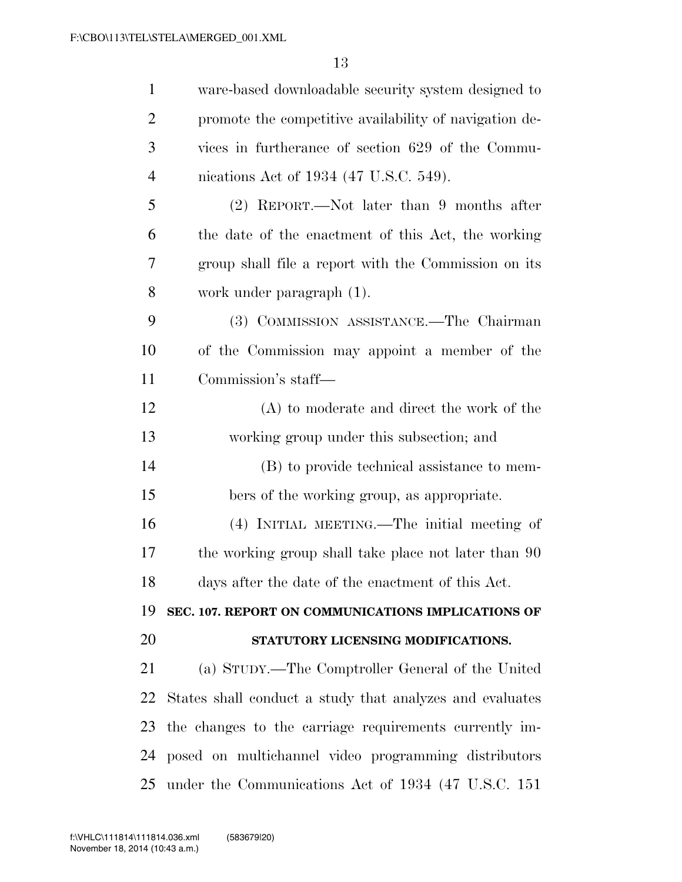ware-based downloadable security system designed to promote the competitive availability of navigation devices in furtherance of section 629 of the Communications Act of 1934 (47 U.S.C. 549).

(2) REPORT.—Not later than 9 months after the date of the enactment of this Act, the working group shall file a report with the Commission on its work under paragraph (1).

(3) COMMISSION ASSISTANCE.—The Chairman of the Commission may appoint a member of the Commission's staff—

(A) to moderate and direct the work of the working group under this subsection; and

(B) to provide technical assistance to members of the working group, as appropriate.

(4) INITIAL MEETING.—The initial meeting of the working group shall take place not later than 90 days after the date of the enactment of this Act.

**SEC. 107. REPORT ON COMMUNICATIONS IMPLICATIONS OF STATUTORY LICENSING MODIFICATIONS.**

(a) STUDY.—The Comptroller General of the United States shall conduct a study that analyzes and evaluates the changes to the carriage requirements currently imposed on multichannel video programming distributors under the Communications Act of 1934 (47 U.S.C. 151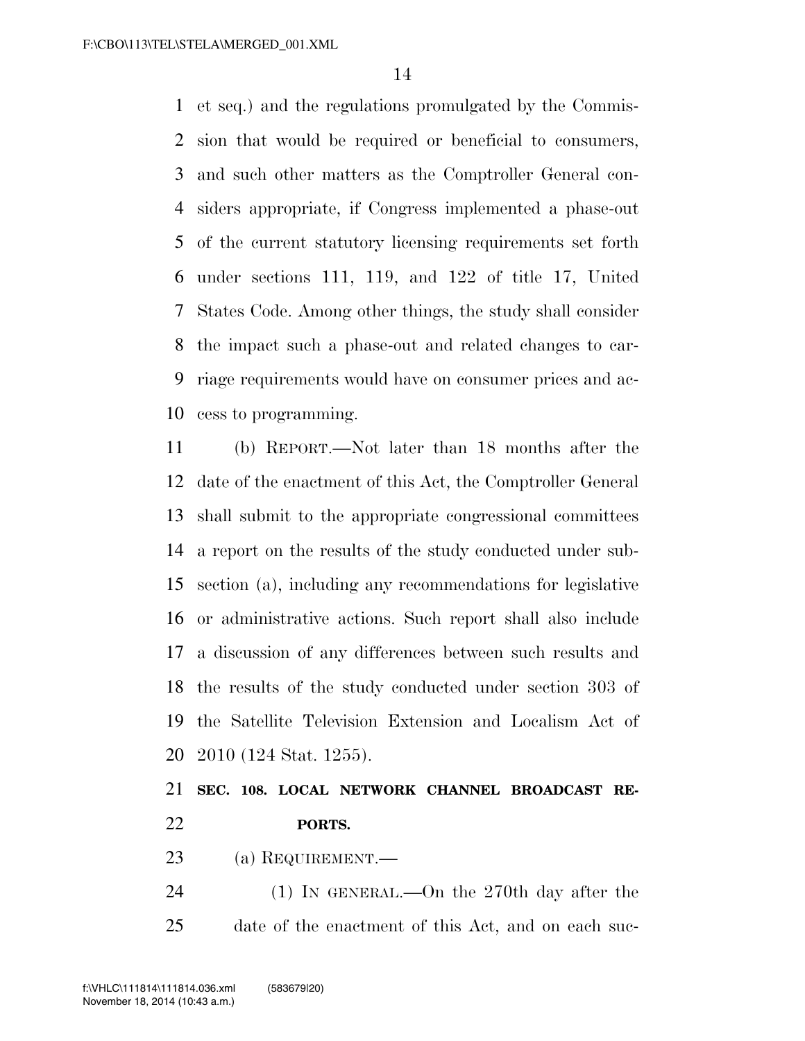et seq.) and the regulations promulgated by the Commission that would be required or beneficial to consumers, and such other matters as the Comptroller General considers appropriate, if Congress implemented a phase-out of the current statutory licensing requirements set forth under sections 111, 119, and 122 of title 17, United States Code. Among other things, the study shall consider the impact such a phase-out and related changes to carriage requirements would have on consumer prices and access to programming.

(b) REPORT.—Not later than 18 months after the date of the enactment of this Act, the Comptroller General shall submit to the appropriate congressional committees a report on the results of the study conducted under subsection (a), including any recommendations for legislative or administrative actions. Such report shall also include a discussion of any differences between such results and the results of the study conducted under section 303 of the Satellite Television Extension and Localism Act of 2010 (124 Stat. 1255).

**SEC. 108. LOCAL NETWORK CHANNEL BROADCAST REPORTS.**

(a) REQUIREMENT.—

(1) IN GENERAL.—On the 270th day after the date of the enactment of this Act, and on each suc-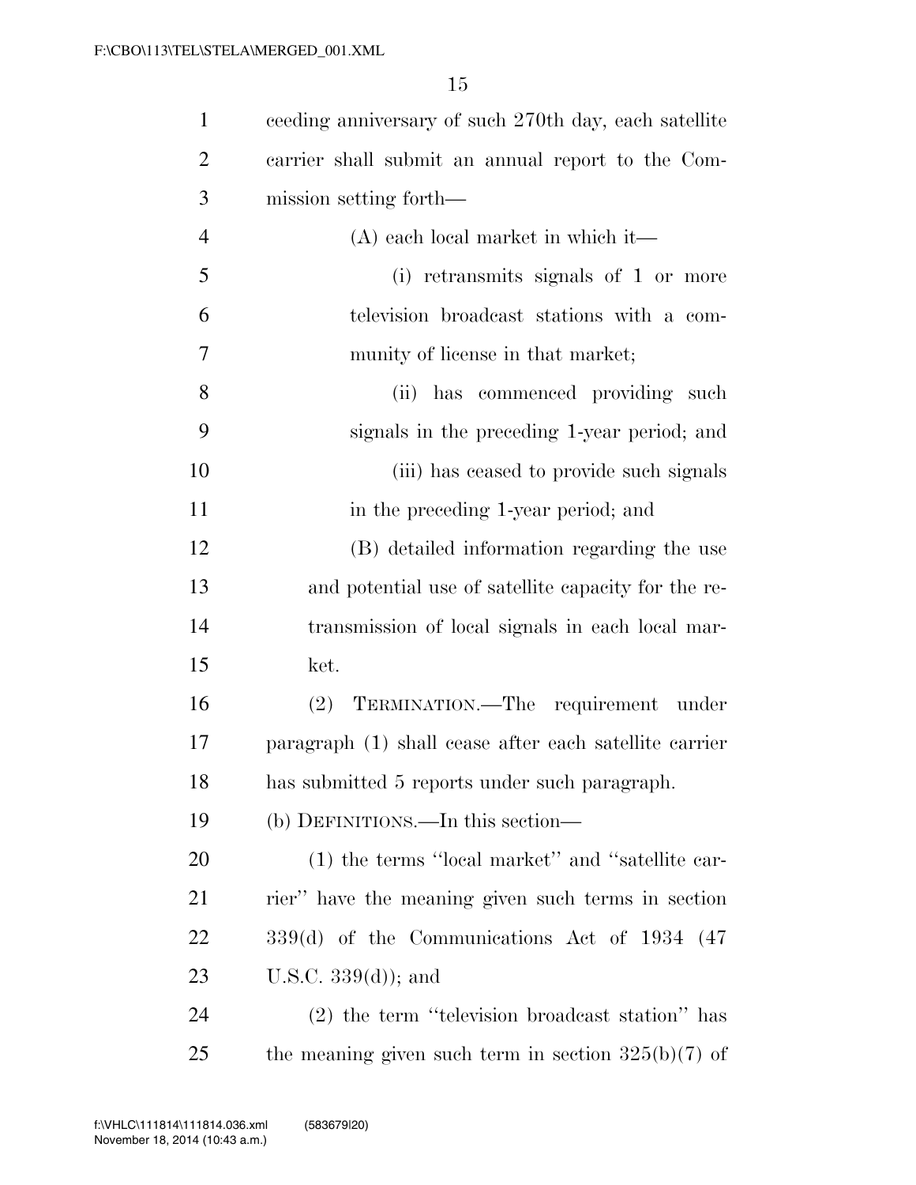ceeding anniversary of such 270th day, each satellite carrier shall submit an annual report to the Commission setting forth—

(A) each local market in which it—

(i) retransmits signals of 1 or more television broadcast stations with a community of license in that market;

(ii) has commenced providing such signals in the preceding 1-year period; and

(iii) has ceased to provide such signals in the preceding 1-year period; and

(B) detailed information regarding the use and potential use of satellite capacity for the retransmission of local signals in each local market.

(2) TERMINATION.—The requirement under paragraph (1) shall cease after each satellite carrier has submitted 5 reports under such paragraph.

(b) DEFINITIONS.—In this section—

(1) the terms ''local market'' and ''satellite carrier'' have the meaning given such terms in section 339(d) of the Communications Act of 1934 (47 U.S.C. 339(d)); and

(2) the term ''television broadcast station'' has the meaning given such term in section 325(b)(7) of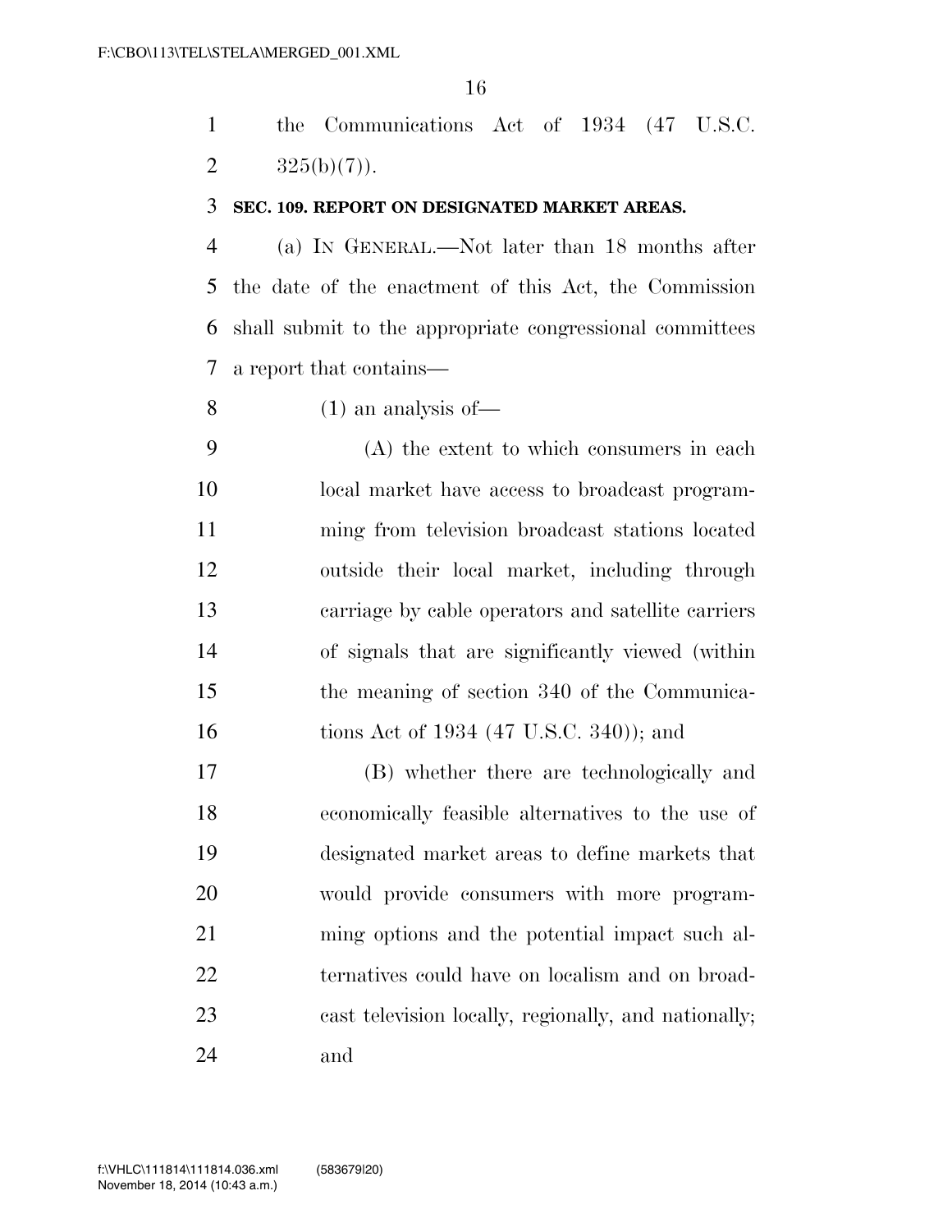the Communications Act of 1934 (47 U.S.C. 325(b)(7)).

**SEC. 109. REPORT ON DESIGNATED MARKET AREAS.**

(a) IN GENERAL.—Not later than 18 months after the date of the enactment of this Act, the Commission shall submit to the appropriate congressional committees a report that contains—

(1) an analysis of—

(A) the extent to which consumers in each local market have access to broadcast programming from television broadcast stations located outside their local market, including through carriage by cable operators and satellite carriers of signals that are significantly viewed (within the meaning of section 340 of the Communications Act of 1934 (47 U.S.C. 340)); and

(B) whether there are technologically and economically feasible alternatives to the use of designated market areas to define markets that would provide consumers with more programming options and the potential impact such alternatives could have on localism and on broadcast television locally, regionally, and nationally; and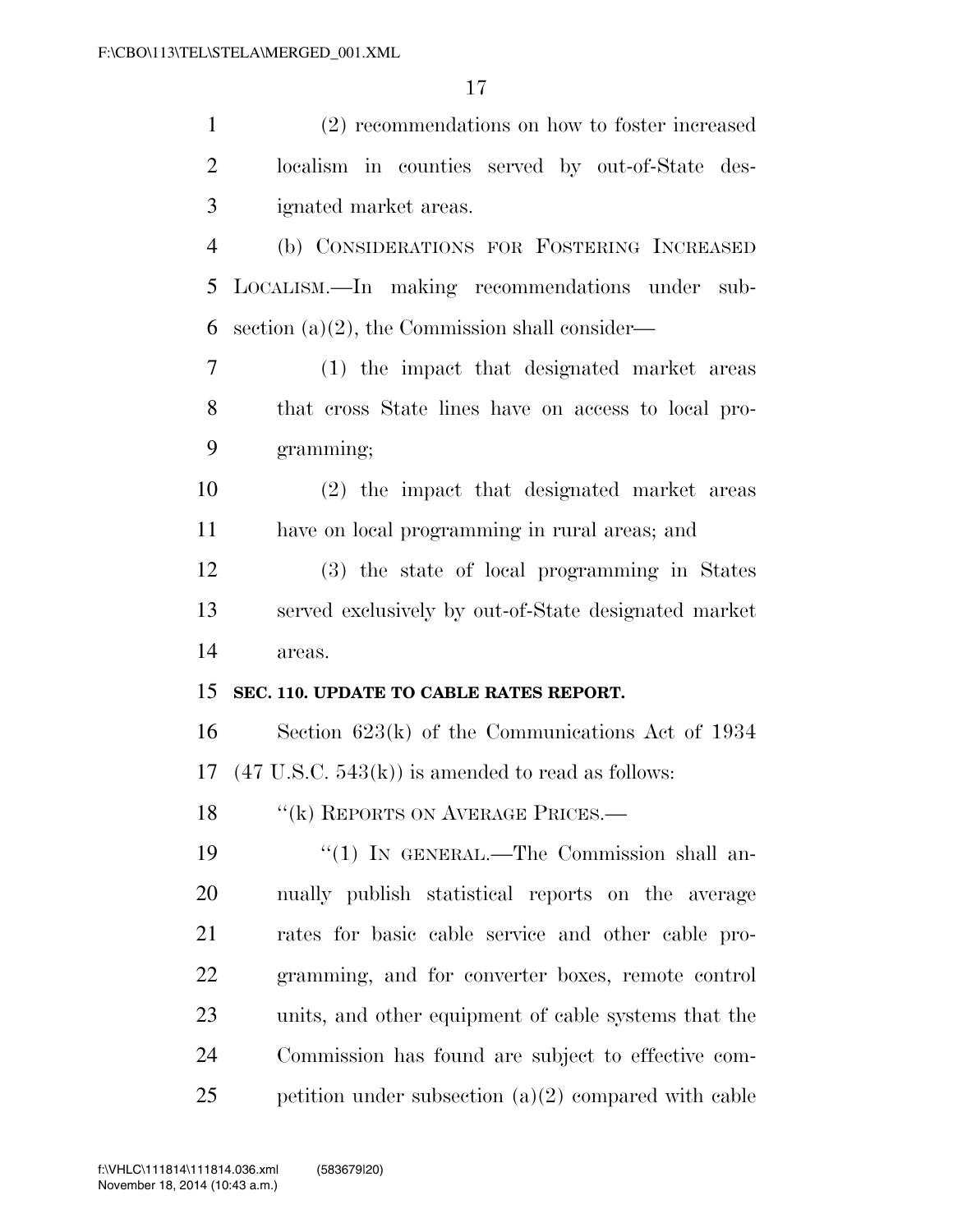(2) recommendations on how to foster increased localism in counties served by out-of-State designated market areas.

(b) CONSIDERATIONS FOR FOSTERING INCREASED LOCALISM.—In making recommendations under subsection (a)(2), the Commission shall consider—

(1) the impact that designated market areas that cross State lines have on access to local programming;

(2) the impact that designated market areas have on local programming in rural areas; and

(3) the state of local programming in States served exclusively by out-of-State designated market areas.

**SEC. 110. UPDATE TO CABLE RATES REPORT.**

Section 623(k) of the Communications Act of 1934 (47 U.S.C. 543(k)) is amended to read as follows:

''(k) REPORTS ON AVERAGE PRICES.—

''(1) IN GENERAL.—The Commission shall annually publish statistical reports on the average rates for basic cable service and other cable programming, and for converter boxes, remote control units, and other equipment of cable systems that the Commission has found are subject to effective competition under subsection (a)(2) compared with cable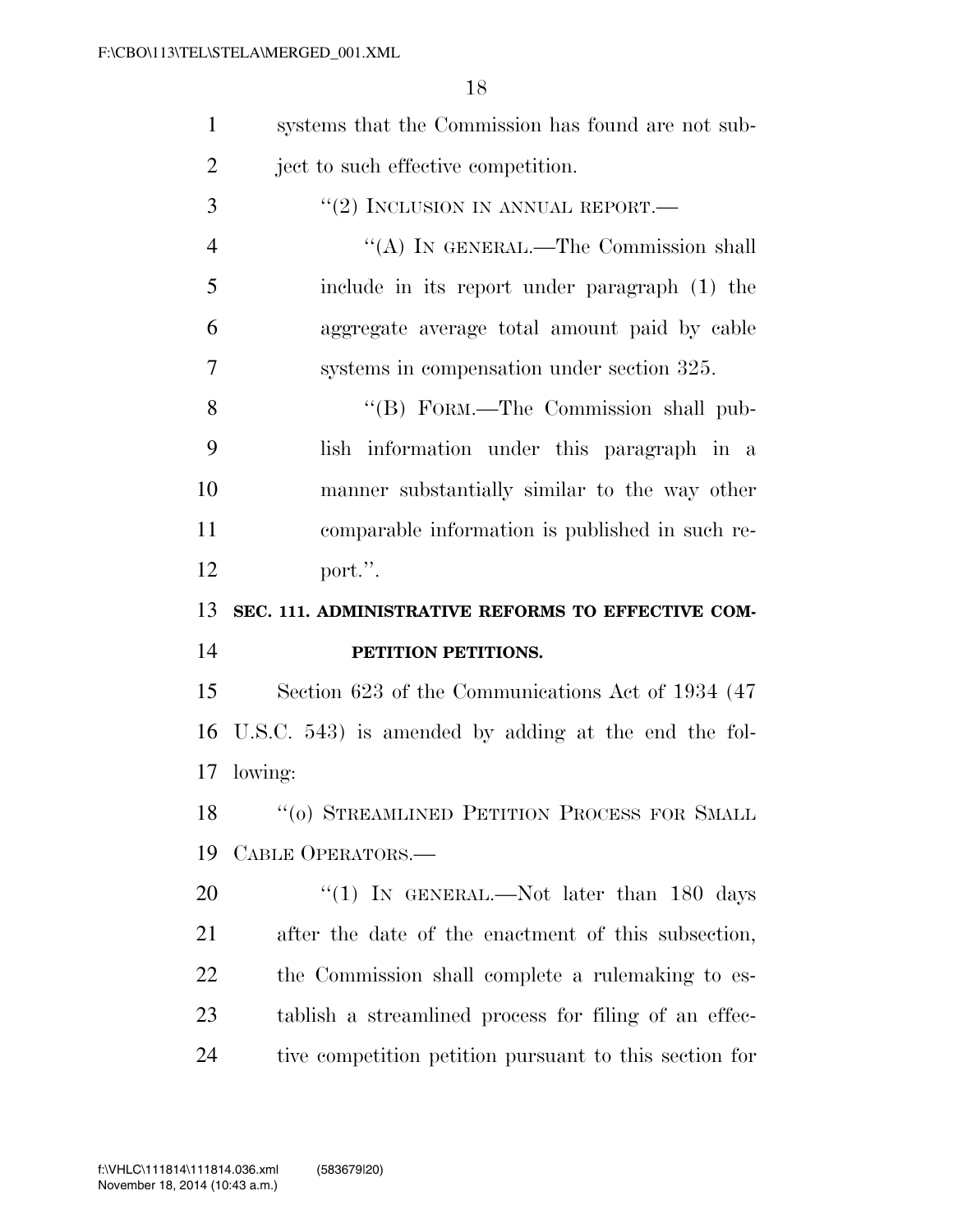systems that the Commission has found are not subject to such effective competition.

"(2) INCLUSION IN ANNUAL REPORT.—

"(A) IN GENERAL.—The Commission shall include in its report under paragraph (1) the aggregate average total amount paid by cable systems in compensation under section 325.

"(B) FORM.—The Commission shall publish information under this paragraph in a manner substantially similar to the way other comparable information is published in such report.".

**SEC. 111. ADMINISTRATIVE REFORMS TO EFFECTIVE COMPETITION PETITIONS.**

Section 623 of the Communications Act of 1934 (47 U.S.C. 543) is amended by adding at the end the following:

"(o) STREAMLINED PETITION PROCESS FOR SMALL CABLE OPERATORS.—

"(1) IN GENERAL.—Not later than 180 days after the date of the enactment of this subsection, the Commission shall complete a rulemaking to establish a streamlined process for filing of an effective competition petition pursuant to this section for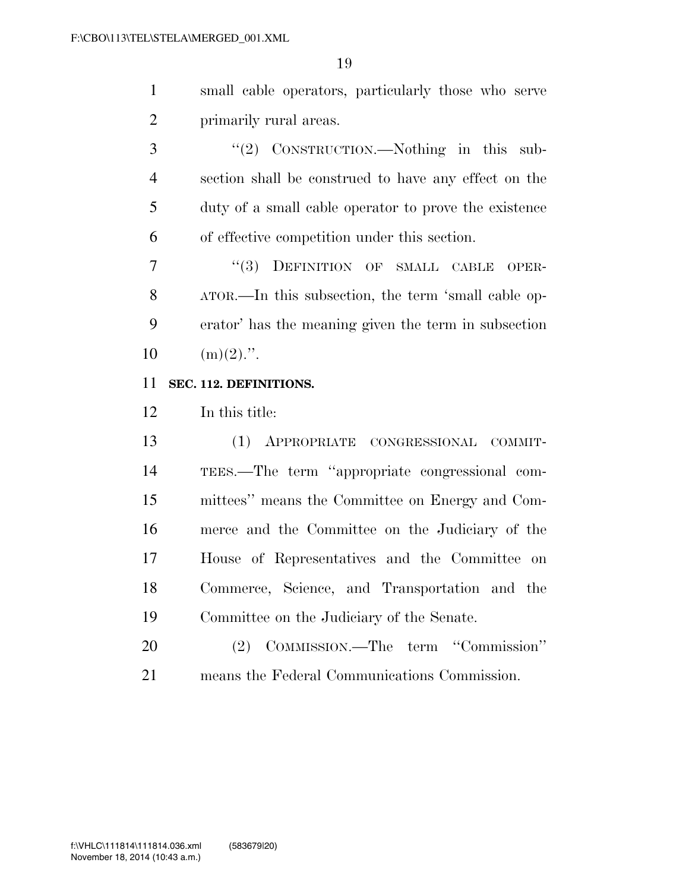small cable operators, particularly those who serve primarily rural areas.

''(2) CONSTRUCTION.—Nothing in this subsection shall be construed to have any effect on the duty of a small cable operator to prove the existence of effective competition under this section.

''(3) DEFINITION OF SMALL CABLE OPERATOR.—In this subsection, the term 'small cable operator' has the meaning given the term in subsection (m)(2).''.

**SEC. 112. DEFINITIONS.**

In this title:

(1) APPROPRIATE CONGRESSIONAL COMMITTEES.—The term ''appropriate congressional committees'' means the Committee on Energy and Commerce and the Committee on the Judiciary of the House of Representatives and the Committee on Commerce, Science, and Transportation and the Committee on the Judiciary of the Senate.

(2) COMMISSION.—The term ''Commission'' means the Federal Communications Commission.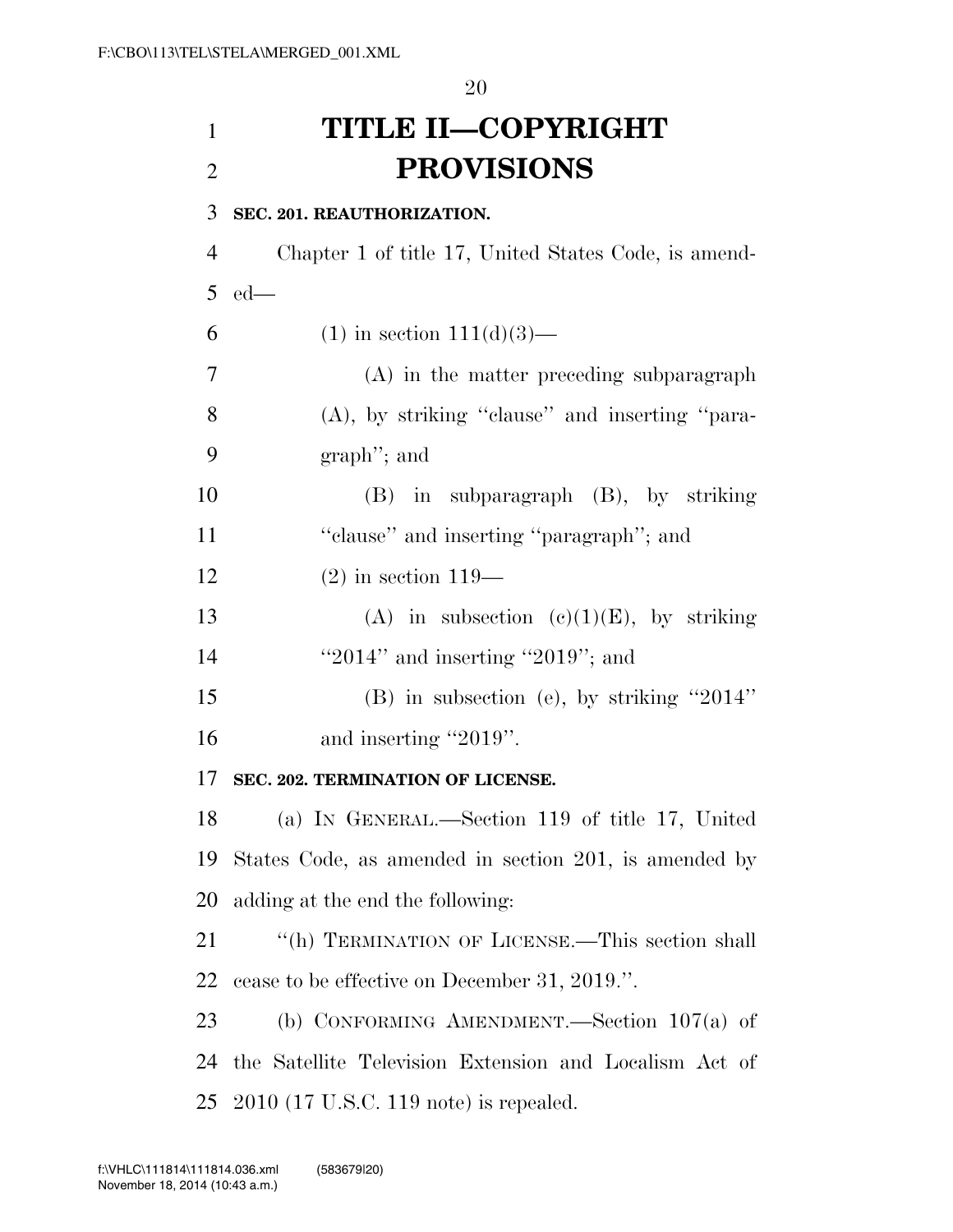# TITLE II—COPYRIGHT PROVISIONS

### SEC. 201. REAUTHORIZATION.

Chapter 1 of title 17, United States Code, is amended—

(1) in section 111(d)(3)—

(A) in the matter preceding subparagraph (A), by striking "clause" and inserting "paragraph"; and

(B) in subparagraph (B), by striking "clause" and inserting "paragraph"; and

(2) in section 119—

(A) in subsection (c)(1)(E), by striking "2014" and inserting "2019"; and

(B) in subsection (e), by striking "2014" and inserting "2019".

### SEC. 202. TERMINATION OF LICENSE.

(a) IN GENERAL.—Section 119 of title 17, United States Code, as amended in section 201, is amended by adding at the end the following:

"(h) TERMINATION OF LICENSE.—This section shall cease to be effective on December 31, 2019.".

(b) CONFORMING AMENDMENT.—Section 107(a) of the Satellite Television Extension and Localism Act of 2010 (17 U.S.C. 119 note) is repealed.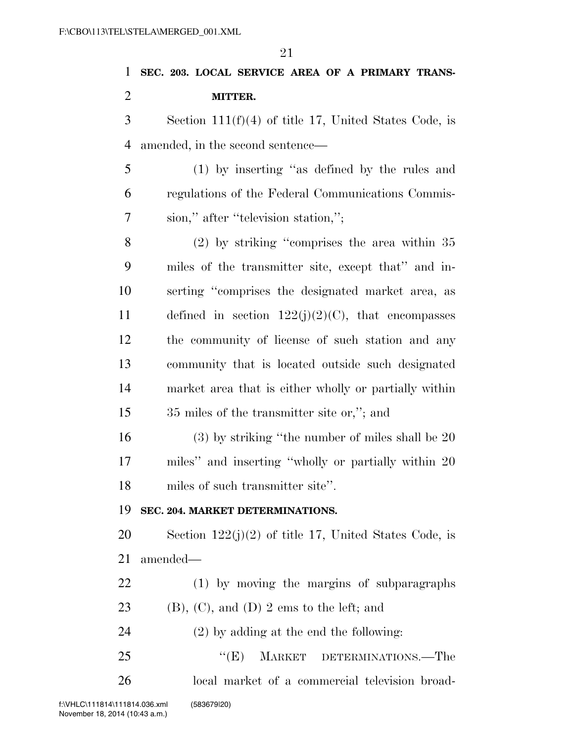**SEC. 203. LOCAL SERVICE AREA OF A PRIMARY TRANSMITTER.**

Section 111(f)(4) of title 17, United States Code, is amended, in the second sentence—

(1) by inserting "as defined by the rules and regulations of the Federal Communications Commission," after "television station,";

(2) by striking "comprises the area within 35 miles of the transmitter site, except that" and inserting "comprises the designated market area, as defined in section 122(j)(2)(C), that encompasses the community of license of such station and any community that is located outside such designated market area that is either wholly or partially within 35 miles of the transmitter site or,"; and

(3) by striking "the number of miles shall be 20 miles" and inserting "wholly or partially within 20 miles of such transmitter site".

**SEC. 204. MARKET DETERMINATIONS.**

Section 122(j)(2) of title 17, United States Code, is amended—

(1) by moving the margins of subparagraphs (B), (C), and (D) 2 ems to the left; and

(2) by adding at the end the following:

"(E) MARKET DETERMINATIONS.—The local market of a commercial television broad-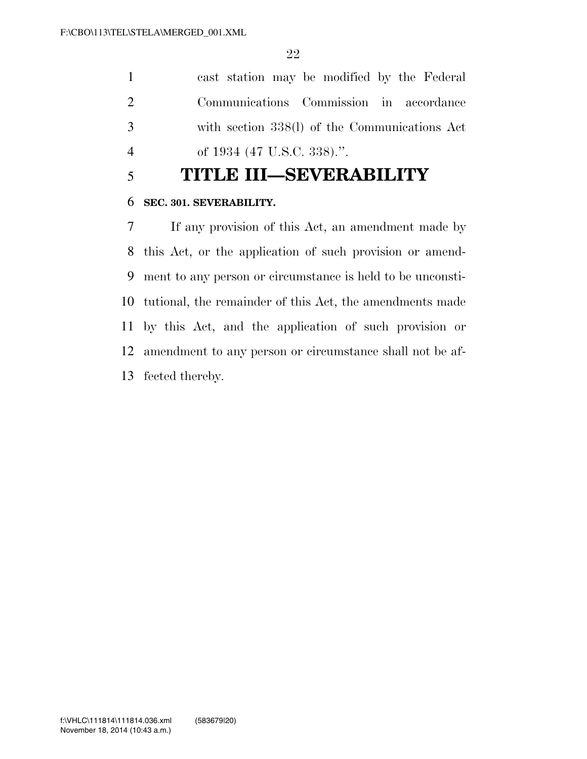cast station may be modified by the Federal Communications Commission in accordance with section 338(l) of the Communications Act of 1934 (47 U.S.C. 338).''.

# TITLE III—SEVERABILITY

**SEC. 301. SEVERABILITY.**

If any provision of this Act, an amendment made by this Act, or the application of such provision or amendment to any person or circumstance is held to be unconstitutional, the remainder of this Act, the amendments made by this Act, and the application of such provision or amendment to any person or circumstance shall not be affected thereby.